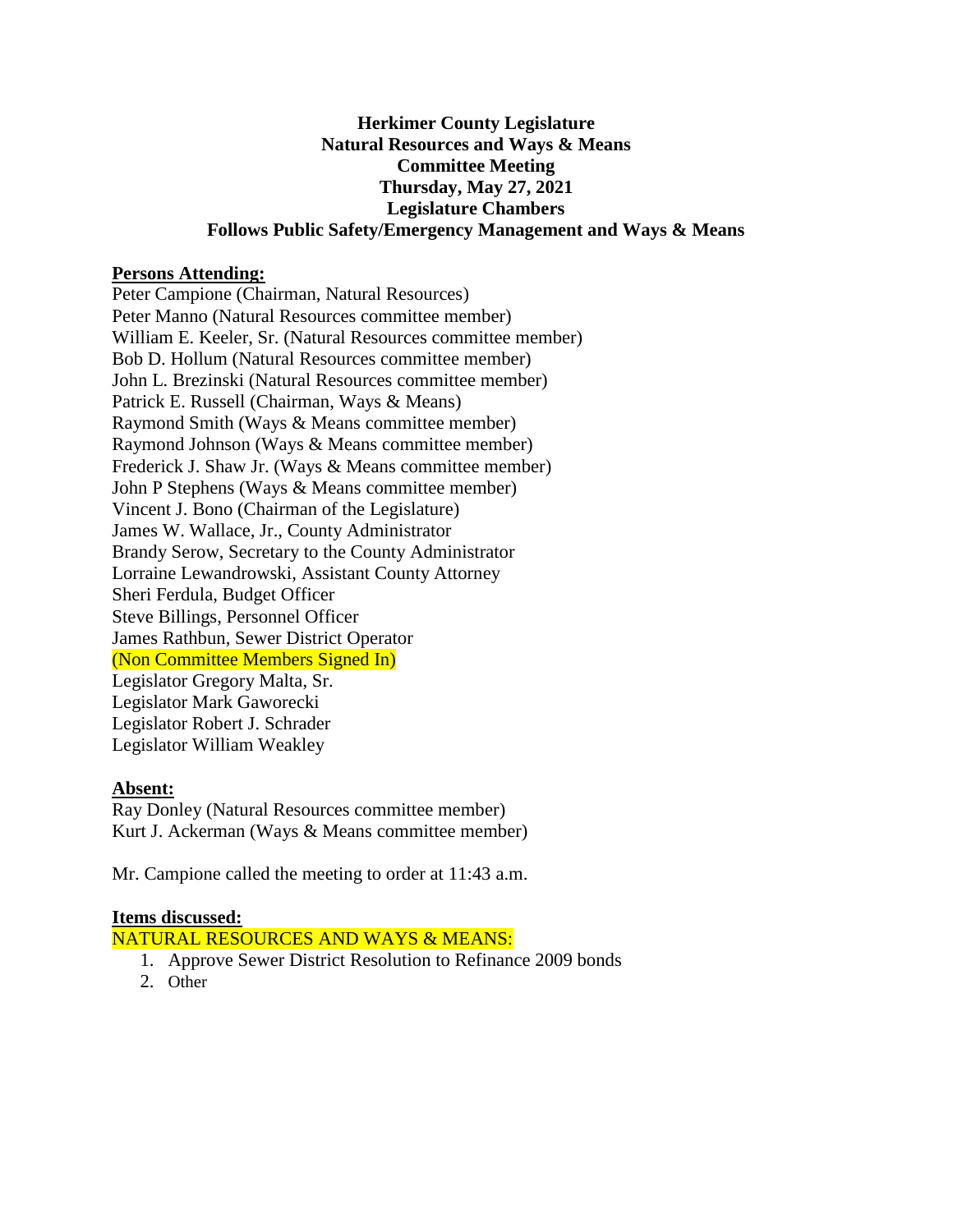**Herkimer County Legislature**
**Natural Resources and Ways & Means**
**Committee Meeting**
**Thursday, May 27, 2021**
**Legislature Chambers**
**Follows Public Safety/Emergency Management and Ways & Means**

**Persons Attending:**

Peter Campione (Chairman, Natural Resources)
Peter Manno (Natural Resources committee member)
William E. Keeler, Sr. (Natural Resources committee member)
Bob D. Hollum (Natural Resources committee member)
John L. Brezinski (Natural Resources committee member)
Patrick E. Russell (Chairman, Ways & Means)
Raymond Smith (Ways & Means committee member)
Raymond Johnson (Ways & Means committee member)
Frederick J. Shaw Jr. (Ways & Means committee member)
John P Stephens (Ways & Means committee member)
Vincent J. Bono (Chairman of the Legislature)
James W. Wallace, Jr., County Administrator
Brandy Serow, Secretary to the County Administrator
Lorraine Lewandrowski, Assistant County Attorney
Sheri Ferdula, Budget Officer
Steve Billings, Personnel Officer
James Rathbun, Sewer District Operator
(Non Committee Members Signed In)
Legislator Gregory Malta, Sr.
Legislator Mark Gaworecki
Legislator Robert J. Schrader
Legislator William Weakley

**Absent:**

Ray Donley (Natural Resources committee member)
Kurt J. Ackerman (Ways & Means committee member)

Mr. Campione called the meeting to order at 11:43 a.m.

**Items discussed:**

NATURAL RESOURCES AND WAYS & MEANS:

1. Approve Sewer District Resolution to Refinance 2009 bonds
2. Other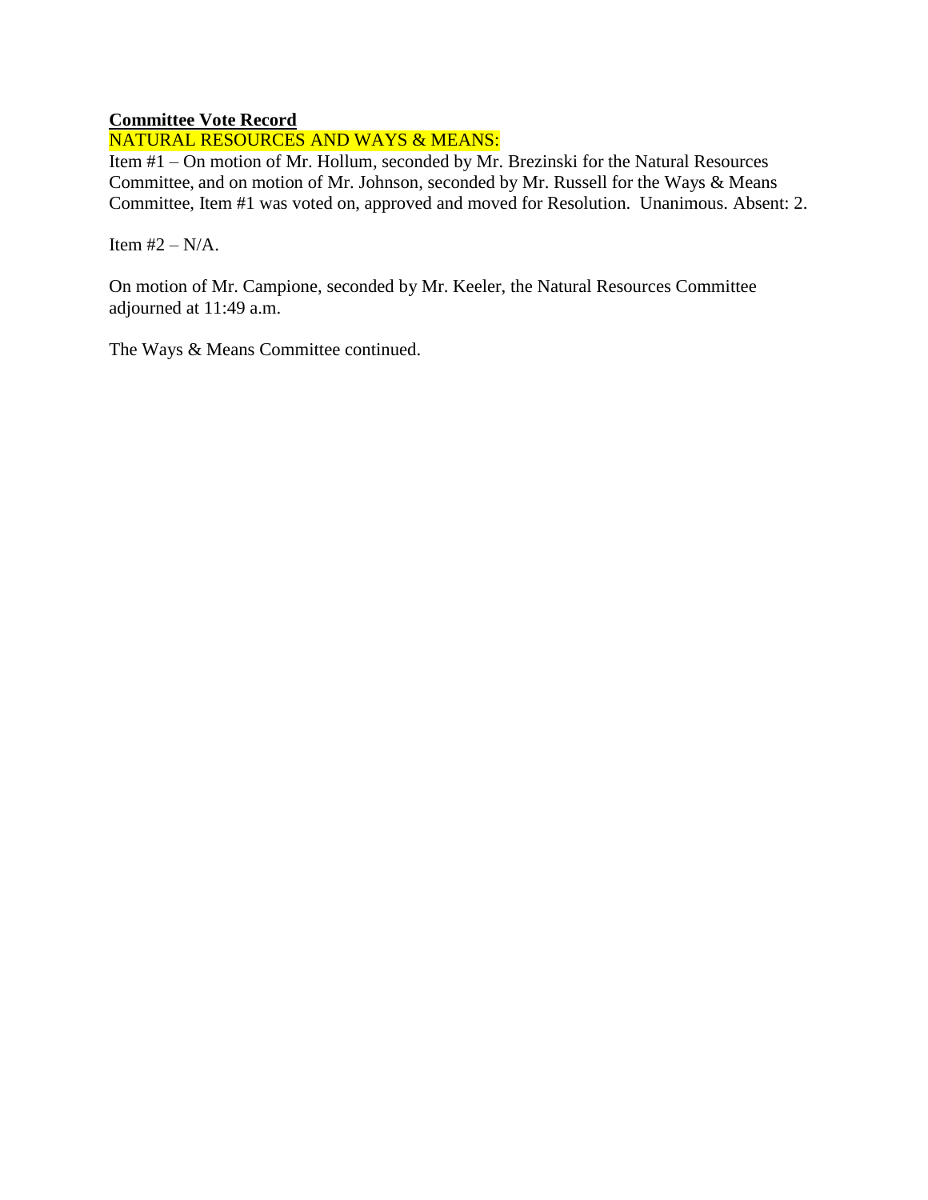**Committee Vote Record**

NATURAL RESOURCES AND WAYS & MEANS:

Item #1 – On motion of Mr. Hollum, seconded by Mr. Brezinski for the Natural Resources Committee, and on motion of Mr. Johnson, seconded by Mr. Russell for the Ways & Means Committee, Item #1 was voted on, approved and moved for Resolution. Unanimous. Absent: 2.

Item #2 – N/A.

On motion of Mr. Campione, seconded by Mr. Keeler, the Natural Resources Committee adjourned at 11:49 a.m.

The Ways & Means Committee continued.